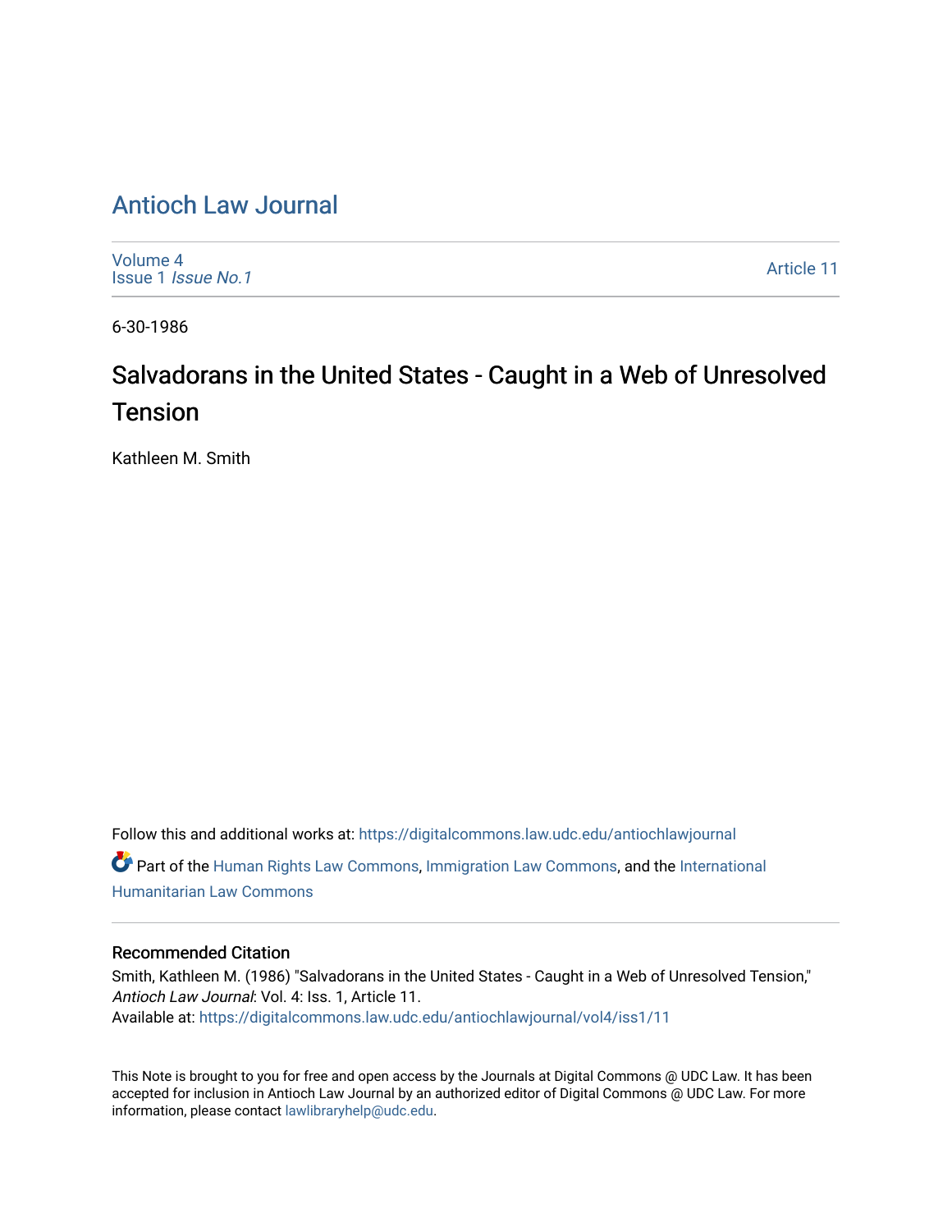# Antioch Law Journal

Volume 4
Issue 1 *Issue No.1*

Article 11

6-30-1986

## Salvadorans in the United States - Caught in a Web of Unresolved Tension

Kathleen M. Smith

Follow this and additional works at: https://digitalcommons.law.udc.edu/antiochlawjournal

Part of the Human Rights Law Commons, Immigration Law Commons, and the International Humanitarian Law Commons

### Recommended Citation

Smith, Kathleen M. (1986) "Salvadorans in the United States - Caught in a Web of Unresolved Tension," *Antioch Law Journal*: Vol. 4: Iss. 1, Article 11.
Available at: https://digitalcommons.law.udc.edu/antiochlawjournal/vol4/iss1/11

This Note is brought to you for free and open access by the Journals at Digital Commons @ UDC Law. It has been accepted for inclusion in Antioch Law Journal by an authorized editor of Digital Commons @ UDC Law. For more information, please contact lawlibraryhelp@udc.edu.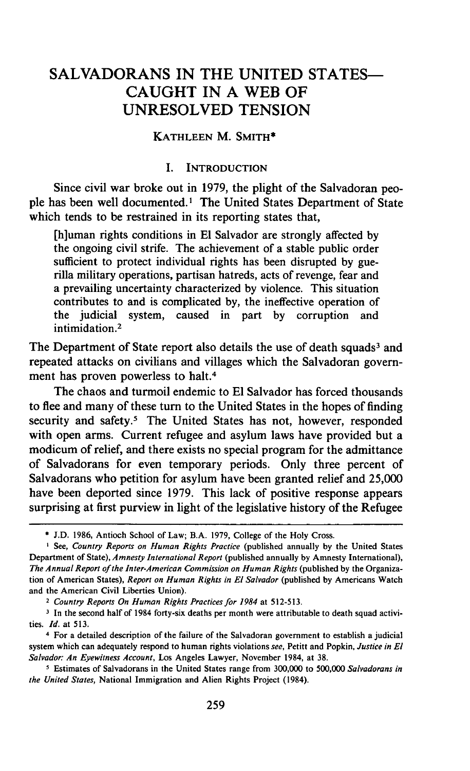# SALVADORANS IN THE UNITED STATES—CAUGHT IN A WEB OF UNRESOLVED TENSION

KATHLEEN M. SMITH*

## I. INTRODUCTION

Since civil war broke out in 1979, the plight of the Salvadoran people has been well documented.[1] The United States Department of State which tends to be restrained in its reporting states that,

> [h]uman rights conditions in El Salvador are strongly affected by the ongoing civil strife. The achievement of a stable public order sufficient to protect individual rights has been disrupted by guerilla military operations, partisan hatreds, acts of revenge, fear and a prevailing uncertainty characterized by violence. This situation contributes to and is complicated by, the ineffective operation of the judicial system, caused in part by corruption and intimidation.[2]

The Department of State report also details the use of death squads[3] and repeated attacks on civilians and villages which the Salvadoran government has proven powerless to halt.[4]

The chaos and turmoil endemic to El Salvador has forced thousands to flee and many of these turn to the United States in the hopes of finding security and safety.[5] The United States has not, however, responded with open arms. Current refugee and asylum laws have provided but a modicum of relief, and there exists no special program for the admittance of Salvadorans for even temporary periods. Only three percent of Salvadorans who petition for asylum have been granted relief and 25,000 have been deported since 1979. This lack of positive response appears surprising at first purview in light of the legislative history of the Refugee

---

\* J.D. 1986, Antioch School of Law; B.A. 1979, College of the Holy Cross.

[1] See, *Country Reports on Human Rights Practice* (published annually by the United States Department of State), *Amnesty International Report* (published annually by Amnesty International), *The Annual Report of the Inter-American Commission on Human Rights* (published by the Organization of American States), *Report on Human Rights in El Salvador* (published by Americans Watch and the American Civil Liberties Union).

[2] *Country Reports On Human Rights Practices for 1984* at 512-513.

[3] In the second half of 1984 forty-six deaths per month were attributable to death squad activities. *Id.* at 513.

[4] For a detailed description of the failure of the Salvadoran government to establish a judicial system which can adequately respond to human rights violations *see*, Petitt and Popkin, *Justice in El Salvador: An Eyewitness Account*, Los Angeles Lawyer, November 1984, at 38.

[5] Estimates of Salvadorans in the United States range from 300,000 to 500,000 *Salvadorans in the United States*, National Immigration and Alien Rights Project (1984).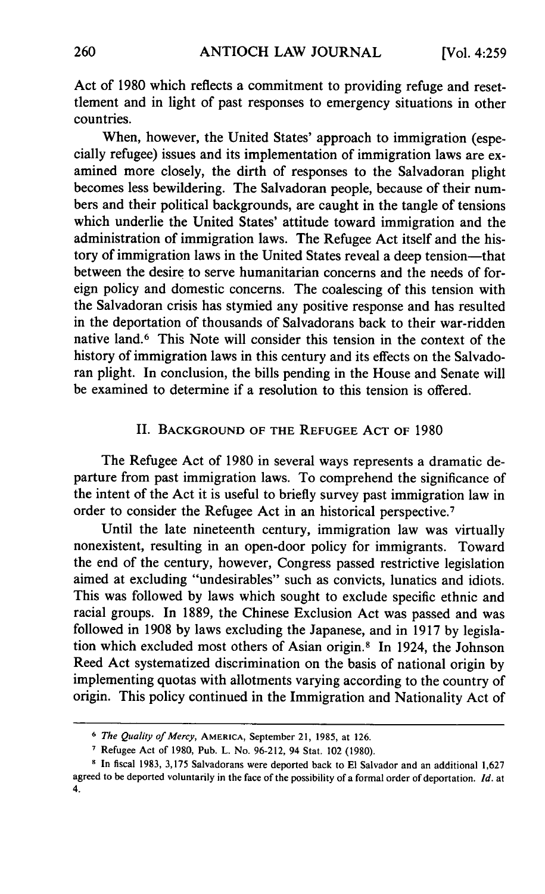Act of 1980 which reflects a commitment to providing refuge and resettlement and in light of past responses to emergency situations in other countries.

When, however, the United States' approach to immigration (especially refugee) issues and its implementation of immigration laws are examined more closely, the dirth of responses to the Salvadoran plight becomes less bewildering. The Salvadoran people, because of their numbers and their political backgrounds, are caught in the tangle of tensions which underlie the United States' attitude toward immigration and the administration of immigration laws. The Refugee Act itself and the history of immigration laws in the United States reveal a deep tension—that between the desire to serve humanitarian concerns and the needs of foreign policy and domestic concerns. The coalescing of this tension with the Salvadoran crisis has stymied any positive response and has resulted in the deportation of thousands of Salvadorans back to their war-ridden native land.[6] This Note will consider this tension in the context of the history of immigration laws in this century and its effects on the Salvadoran plight. In conclusion, the bills pending in the House and Senate will be examined to determine if a resolution to this tension is offered.

## II. Background of the Refugee Act of 1980

The Refugee Act of 1980 in several ways represents a dramatic departure from past immigration laws. To comprehend the significance of the intent of the Act it is useful to briefly survey past immigration law in order to consider the Refugee Act in an historical perspective.[7]

Until the late nineteenth century, immigration law was virtually nonexistent, resulting in an open-door policy for immigrants. Toward the end of the century, however, Congress passed restrictive legislation aimed at excluding "undesirables" such as convicts, lunatics and idiots. This was followed by laws which sought to exclude specific ethnic and racial groups. In 1889, the Chinese Exclusion Act was passed and was followed in 1908 by laws excluding the Japanese, and in 1917 by legislation which excluded most others of Asian origin.[8] In 1924, the Johnson Reed Act systematized discrimination on the basis of national origin by implementing quotas with allotments varying according to the country of origin. This policy continued in the Immigration and Nationality Act of

---

[6] *The Quality of Mercy*, America, September 21, 1985, at 126.

[7] Refugee Act of 1980, Pub. L. No. 96-212, 94 Stat. 102 (1980).

[8] In fiscal 1983, 3,175 Salvadorans were deported back to El Salvador and an additional 1,627 agreed to be deported voluntarily in the face of the possibility of a formal order of deportation. *Id.* at 4.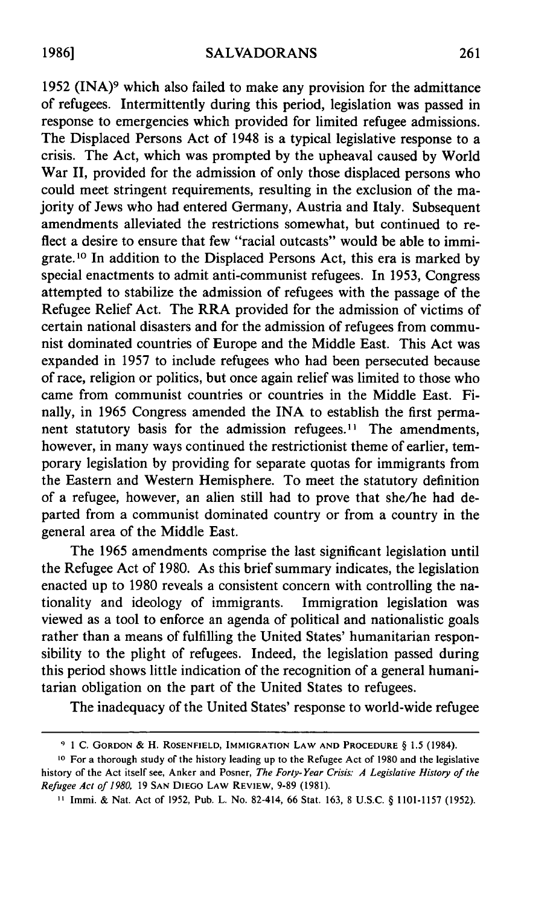1952 (INA)[9] which also failed to make any provision for the admittance of refugees. Intermittently during this period, legislation was passed in response to emergencies which provided for limited refugee admissions. The Displaced Persons Act of 1948 is a typical legislative response to a crisis. The Act, which was prompted by the upheaval caused by World War II, provided for the admission of only those displaced persons who could meet stringent requirements, resulting in the exclusion of the majority of Jews who had entered Germany, Austria and Italy. Subsequent amendments alleviated the restrictions somewhat, but continued to reflect a desire to ensure that few "racial outcasts" would be able to immigrate.[10] In addition to the Displaced Persons Act, this era is marked by special enactments to admit anti-communist refugees. In 1953, Congress attempted to stabilize the admission of refugees with the passage of the Refugee Relief Act. The RRA provided for the admission of victims of certain national disasters and for the admission of refugees from communist dominated countries of Europe and the Middle East. This Act was expanded in 1957 to include refugees who had been persecuted because of race, religion or politics, but once again relief was limited to those who came from communist countries or countries in the Middle East. Finally, in 1965 Congress amended the INA to establish the first permanent statutory basis for the admission refugees.[11] The amendments, however, in many ways continued the restrictionist theme of earlier, temporary legislation by providing for separate quotas for immigrants from the Eastern and Western Hemisphere. To meet the statutory definition of a refugee, however, an alien still had to prove that she/he had departed from a communist dominated country or from a country in the general area of the Middle East.

The 1965 amendments comprise the last significant legislation until the Refugee Act of 1980. As this brief summary indicates, the legislation enacted up to 1980 reveals a consistent concern with controlling the nationality and ideology of immigrants. Immigration legislation was viewed as a tool to enforce an agenda of political and nationalistic goals rather than a means of fulfilling the United States' humanitarian responsibility to the plight of refugees. Indeed, the legislation passed during this period shows little indication of the recognition of a general humanitarian obligation on the part of the United States to refugees.

The inadequacy of the United States' response to world-wide refugee

---

[9] 1 C. GORDON & H. ROSENFIELD, IMMIGRATION LAW AND PROCEDURE § 1.5 (1984).

[10] For a thorough study of the history leading up to the Refugee Act of 1980 and the legislative history of the Act itself see, Anker and Posner, *The Forty-Year Crisis: A Legislative History of the Refugee Act of 1980*, 19 SAN DIEGO LAW REVIEW, 9-89 (1981).

[11] Immi. & Nat. Act of 1952, Pub. L. No. 82-414, 66 Stat. 163, 8 U.S.C. § 1101-1157 (1952).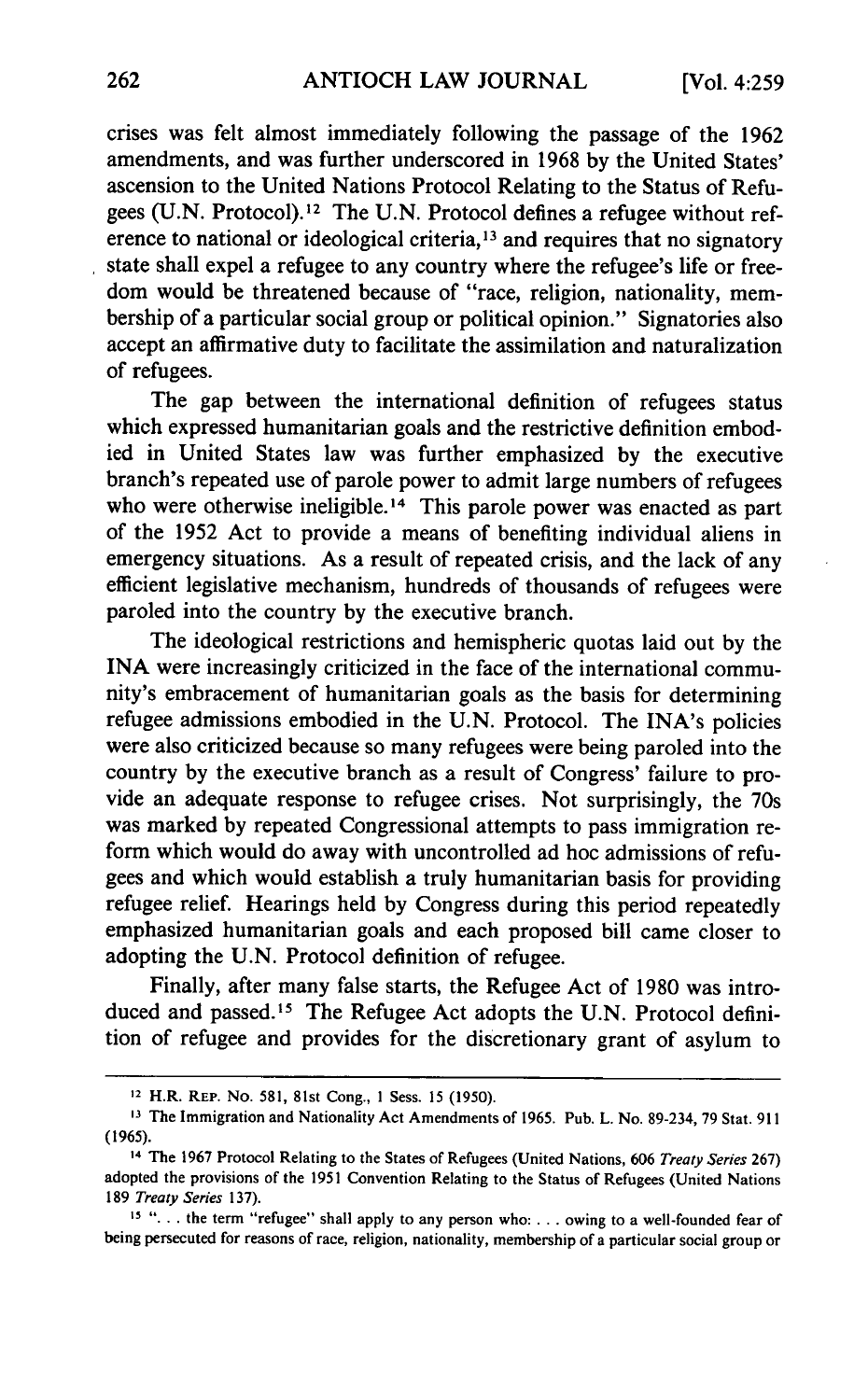crises was felt almost immediately following the passage of the 1962 amendments, and was further underscored in 1968 by the United States' ascension to the United Nations Protocol Relating to the Status of Refugees (U.N. Protocol).[12] The U.N. Protocol defines a refugee without reference to national or ideological criteria,[13] and requires that no signatory state shall expel a refugee to any country where the refugee's life or freedom would be threatened because of "race, religion, nationality, membership of a particular social group or political opinion." Signatories also accept an affirmative duty to facilitate the assimilation and naturalization of refugees.

The gap between the international definition of refugees status which expressed humanitarian goals and the restrictive definition embodied in United States law was further emphasized by the executive branch's repeated use of parole power to admit large numbers of refugees who were otherwise ineligible.[14] This parole power was enacted as part of the 1952 Act to provide a means of benefiting individual aliens in emergency situations. As a result of repeated crisis, and the lack of any efficient legislative mechanism, hundreds of thousands of refugees were paroled into the country by the executive branch.

The ideological restrictions and hemispheric quotas laid out by the INA were increasingly criticized in the face of the international community's embracement of humanitarian goals as the basis for determining refugee admissions embodied in the U.N. Protocol. The INA's policies were also criticized because so many refugees were being paroled into the country by the executive branch as a result of Congress' failure to provide an adequate response to refugee crises. Not surprisingly, the 70s was marked by repeated Congressional attempts to pass immigration reform which would do away with uncontrolled ad hoc admissions of refugees and which would establish a truly humanitarian basis for providing refugee relief. Hearings held by Congress during this period repeatedly emphasized humanitarian goals and each proposed bill came closer to adopting the U.N. Protocol definition of refugee.

Finally, after many false starts, the Refugee Act of 1980 was introduced and passed.[15] The Refugee Act adopts the U.N. Protocol definition of refugee and provides for the discretionary grant of asylum to

---

[12] H.R. Rep. No. 581, 81st Cong., 1 Sess. 15 (1950).

[13] The Immigration and Nationality Act Amendments of 1965. Pub. L. No. 89-234, 79 Stat. 911 (1965).

[14] The 1967 Protocol Relating to the States of Refugees (United Nations, 606 *Treaty Series* 267) adopted the provisions of the 1951 Convention Relating to the Status of Refugees (United Nations 189 *Treaty Series* 137).

[15] ". . . the term "refugee" shall apply to any person who: . . . owing to a well-founded fear of being persecuted for reasons of race, religion, nationality, membership of a particular social group or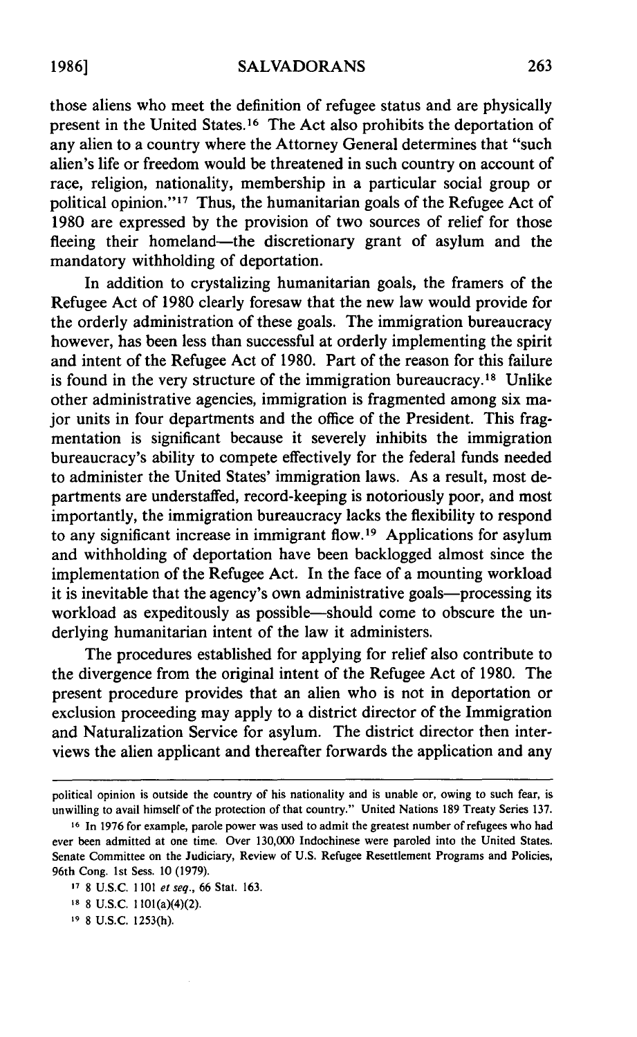those aliens who meet the definition of refugee status and are physically present in the United States.[16] The Act also prohibits the deportation of any alien to a country where the Attorney General determines that "such alien's life or freedom would be threatened in such country on account of race, religion, nationality, membership in a particular social group or political opinion."[17] Thus, the humanitarian goals of the Refugee Act of 1980 are expressed by the provision of two sources of relief for those fleeing their homeland—the discretionary grant of asylum and the mandatory withholding of deportation.

In addition to crystalizing humanitarian goals, the framers of the Refugee Act of 1980 clearly foresaw that the new law would provide for the orderly administration of these goals. The immigration bureaucracy however, has been less than successful at orderly implementing the spirit and intent of the Refugee Act of 1980. Part of the reason for this failure is found in the very structure of the immigration bureaucracy.[18] Unlike other administrative agencies, immigration is fragmented among six major units in four departments and the office of the President. This fragmentation is significant because it severely inhibits the immigration bureaucracy's ability to compete effectively for the federal funds needed to administer the United States' immigration laws. As a result, most departments are understaffed, record-keeping is notoriously poor, and most importantly, the immigration bureaucracy lacks the flexibility to respond to any significant increase in immigrant flow.[19] Applications for asylum and withholding of deportation have been backlogged almost since the implementation of the Refugee Act. In the face of a mounting workload it is inevitable that the agency's own administrative goals—processing its workload as expeditously as possible—should come to obscure the underlying humanitarian intent of the law it administers.

The procedures established for applying for relief also contribute to the divergence from the original intent of the Refugee Act of 1980. The present procedure provides that an alien who is not in deportation or exclusion proceeding may apply to a district director of the Immigration and Naturalization Service for asylum. The district director then interviews the alien applicant and thereafter forwards the application and any

---

political opinion is outside the country of his nationality and is unable or, owing to such fear, is unwilling to avail himself of the protection of that country." United Nations 189 Treaty Series 137.

[16] In 1976 for example, parole power was used to admit the greatest number of refugees who had ever been admitted at one time. Over 130,000 Indochinese were paroled into the United States. Senate Committee on the Judiciary, Review of U.S. Refugee Resettlement Programs and Policies, 96th Cong. 1st Sess. 10 (1979).

[17] 8 U.S.C. 1101 *et seq.*, 66 Stat. 163.

[18] 8 U.S.C. 1101(a)(4)(2).

[19] 8 U.S.C. 1253(h).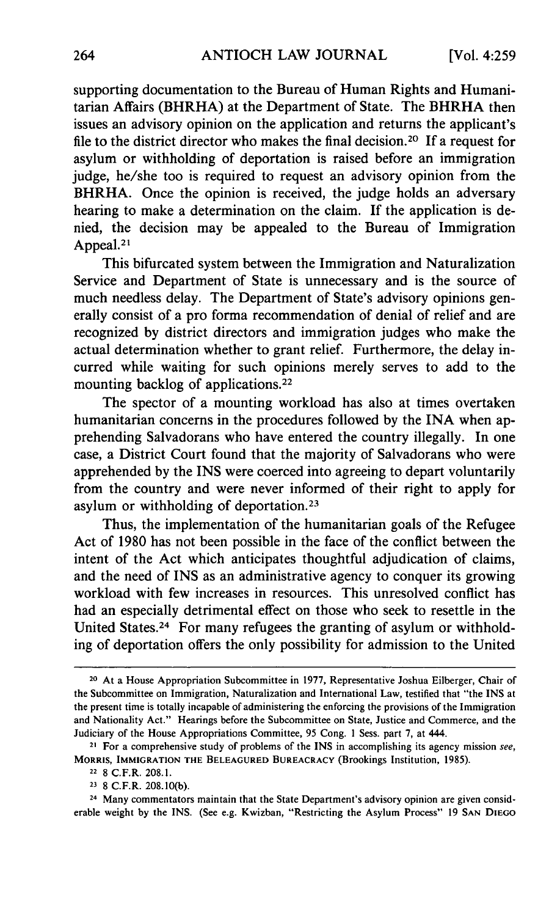supporting documentation to the Bureau of Human Rights and Humanitarian Affairs (BHRHA) at the Department of State. The BHRHA then issues an advisory opinion on the application and returns the applicant's file to the district director who makes the final decision.[20] If a request for asylum or withholding of deportation is raised before an immigration judge, he/she too is required to request an advisory opinion from the BHRHA. Once the opinion is received, the judge holds an adversary hearing to make a determination on the claim. If the application is denied, the decision may be appealed to the Bureau of Immigration Appeal.[21]

This bifurcated system between the Immigration and Naturalization Service and Department of State is unnecessary and is the source of much needless delay. The Department of State's advisory opinions generally consist of a pro forma recommendation of denial of relief and are recognized by district directors and immigration judges who make the actual determination whether to grant relief. Furthermore, the delay incurred while waiting for such opinions merely serves to add to the mounting backlog of applications.[22]

The spector of a mounting workload has also at times overtaken humanitarian concerns in the procedures followed by the INA when apprehending Salvadorans who have entered the country illegally. In one case, a District Court found that the majority of Salvadorans who were apprehended by the INS were coerced into agreeing to depart voluntarily from the country and were never informed of their right to apply for asylum or withholding of deportation.[23]

Thus, the implementation of the humanitarian goals of the Refugee Act of 1980 has not been possible in the face of the conflict between the intent of the Act which anticipates thoughtful adjudication of claims, and the need of INS as an administrative agency to conquer its growing workload with few increases in resources. This unresolved conflict has had an especially detrimental effect on those who seek to resettle in the United States.[24] For many refugees the granting of asylum or withholding of deportation offers the only possibility for admission to the United

---

[20] At a House Appropriation Subcommittee in 1977, Representative Joshua Eilberger, Chair of the Subcommittee on Immigration, Naturalization and International Law, testified that "the INS at the present time is totally incapable of administering the enforcing the provisions of the Immigration and Nationality Act." Hearings before the Subcommittee on State, Justice and Commerce, and the Judiciary of the House Appropriations Committee, 95 Cong. 1 Sess. part 7, at 444.

[21] For a comprehensive study of problems of the INS in accomplishing its agency mission *see*, MORRIS, IMMIGRATION THE BELEAGURED BUREACRACY (Brookings Institution, 1985).

[22] 8 C.F.R. 208.1.

[23] 8 C.F.R. 208.10(b).

[24] Many commentators maintain that the State Department's advisory opinion are given considerable weight by the INS. (See e.g. Kwizban, "Restricting the Asylum Process" 19 SAN DIEGO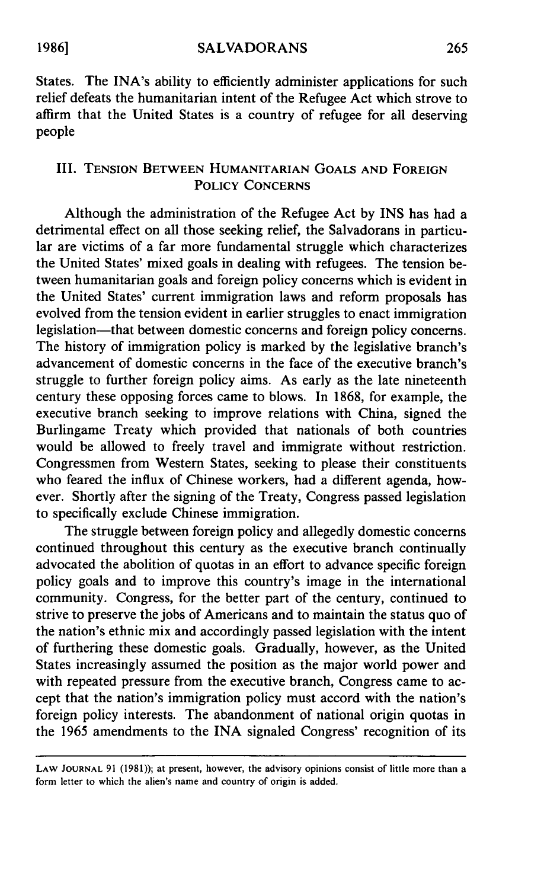States. The INA's ability to efficiently administer applications for such relief defeats the humanitarian intent of the Refugee Act which strove to affirm that the United States is a country of refugee for all deserving people

### III. Tension Between Humanitarian Goals and Foreign Policy Concerns

Although the administration of the Refugee Act by INS has had a detrimental effect on all those seeking relief, the Salvadorans in particular are victims of a far more fundamental struggle which characterizes the United States' mixed goals in dealing with refugees. The tension between humanitarian goals and foreign policy concerns which is evident in the United States' current immigration laws and reform proposals has evolved from the tension evident in earlier struggles to enact immigration legislation—that between domestic concerns and foreign policy concerns. The history of immigration policy is marked by the legislative branch's advancement of domestic concerns in the face of the executive branch's struggle to further foreign policy aims. As early as the late nineteenth century these opposing forces came to blows. In 1868, for example, the executive branch seeking to improve relations with China, signed the Burlingame Treaty which provided that nationals of both countries would be allowed to freely travel and immigrate without restriction. Congressmen from Western States, seeking to please their constituents who feared the influx of Chinese workers, had a different agenda, however. Shortly after the signing of the Treaty, Congress passed legislation to specifically exclude Chinese immigration.

The struggle between foreign policy and allegedly domestic concerns continued throughout this century as the executive branch continually advocated the abolition of quotas in an effort to advance specific foreign policy goals and to improve this country's image in the international community. Congress, for the better part of the century, continued to strive to preserve the jobs of Americans and to maintain the status quo of the nation's ethnic mix and accordingly passed legislation with the intent of furthering these domestic goals. Gradually, however, as the United States increasingly assumed the position as the major world power and with repeated pressure from the executive branch, Congress came to accept that the nation's immigration policy must accord with the nation's foreign policy interests. The abandonment of national origin quotas in the 1965 amendments to the INA signaled Congress' recognition of its

---

LAW JOURNAL 91 (1981)); at present, however, the advisory opinions consist of little more than a form letter to which the alien's name and country of origin is added.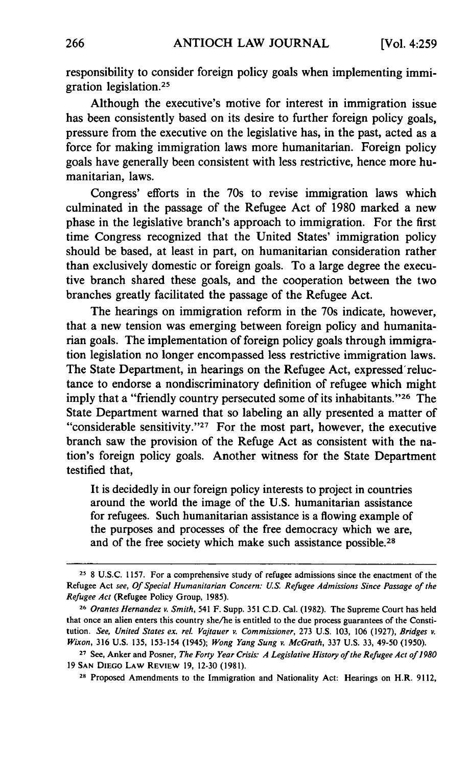responsibility to consider foreign policy goals when implementing immigration legislation.[25]

Although the executive's motive for interest in immigration issue has been consistently based on its desire to further foreign policy goals, pressure from the executive on the legislative has, in the past, acted as a force for making immigration laws more humanitarian. Foreign policy goals have generally been consistent with less restrictive, hence more humanitarian, laws.

Congress' efforts in the 70s to revise immigration laws which culminated in the passage of the Refugee Act of 1980 marked a new phase in the legislative branch's approach to immigration. For the first time Congress recognized that the United States' immigration policy should be based, at least in part, on humanitarian consideration rather than exclusively domestic or foreign goals. To a large degree the executive branch shared these goals, and the cooperation between the two branches greatly facilitated the passage of the Refugee Act.

The hearings on immigration reform in the 70s indicate, however, that a new tension was emerging between foreign policy and humanitarian goals. The implementation of foreign policy goals through immigration legislation no longer encompassed less restrictive immigration laws. The State Department, in hearings on the Refugee Act, expressed reluctance to endorse a nondiscriminatory definition of refugee which might imply that a "friendly country persecuted some of its inhabitants."[26] The State Department warned that so labeling an ally presented a matter of "considerable sensitivity."[27] For the most part, however, the executive branch saw the provision of the Refuge Act as consistent with the nation's foreign policy goals. Another witness for the State Department testified that,

> It is decidedly in our foreign policy interests to project in countries around the world the image of the U.S. humanitarian assistance for refugees. Such humanitarian assistance is a flowing example of the purposes and processes of the free democracy which we are, and of the free society which make such assistance possible.[28]

---

[25] 8 U.S.C. 1157. For a comprehensive study of refugee admissions since the enactment of the Refugee Act *see*, *Of Special Humanitarian Concern: U.S. Refugee Admissions Since Passage of the Refugee Act* (Refugee Policy Group, 1985).

[26] *Orantes Hernandez v. Smith*, 541 F. Supp. 351 C.D. Cal. (1982). The Supreme Court has held that once an alien enters this country she/he is entitled to the due process guarantees of the Constitution. *See*, *United States ex. rel. Vajtauer v. Commissioner*, 273 U.S. 103, 106 (1927), *Bridges v. Wixon*, 316 U.S. 135, 153-154 (1945); *Wong Yang Sung v. McGrath*, 337 U.S. 33, 49-50 (1950).

[27] See, Anker and Posner, *The Forty Year Crisis: A Legislative History of the Refugee Act of 1980* 19 SAN DIEGO LAW REVIEW 19, 12-30 (1981).

[28] Proposed Amendments to the Immigration and Nationality Act: Hearings on H.R. 9112,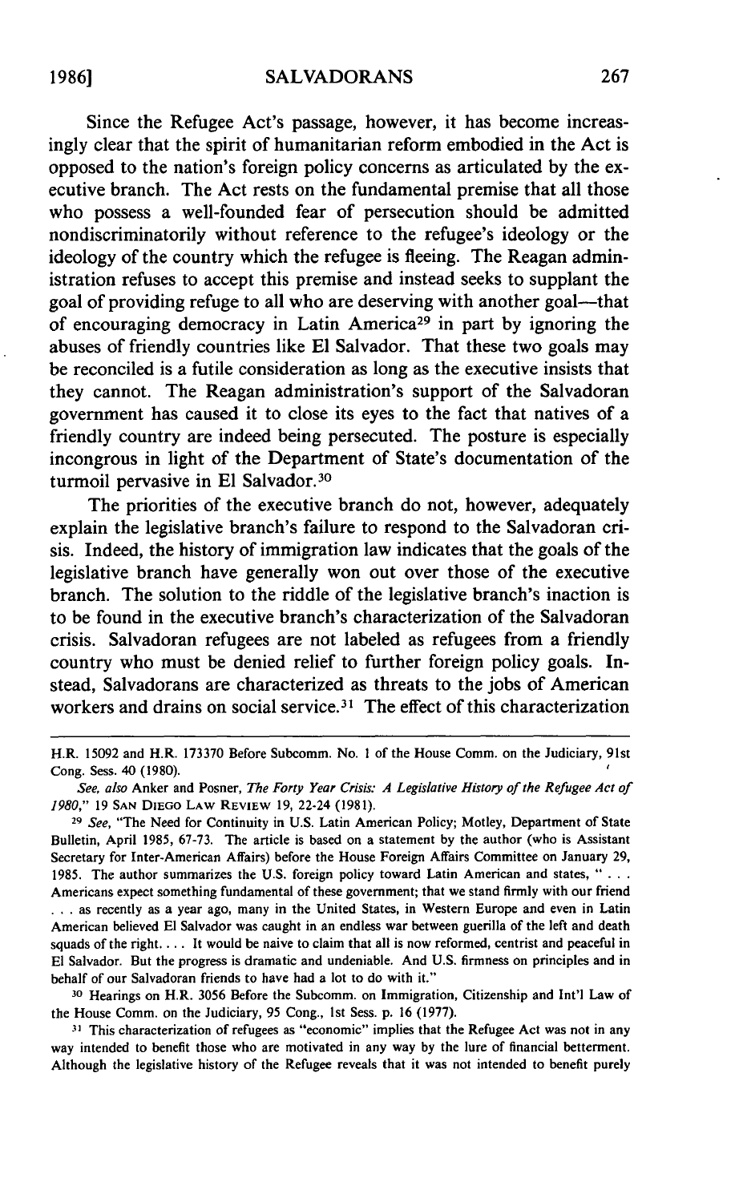Since the Refugee Act's passage, however, it has become increasingly clear that the spirit of humanitarian reform embodied in the Act is opposed to the nation's foreign policy concerns as articulated by the executive branch. The Act rests on the fundamental premise that all those who possess a well-founded fear of persecution should be admitted nondiscriminatorily without reference to the refugee's ideology or the ideology of the country which the refugee is fleeing. The Reagan administration refuses to accept this premise and instead seeks to supplant the goal of providing refuge to all who are deserving with another goal—that of encouraging democracy in Latin America[29] in part by ignoring the abuses of friendly countries like El Salvador. That these two goals may be reconciled is a futile consideration as long as the executive insists that they cannot. The Reagan administration's support of the Salvadoran government has caused it to close its eyes to the fact that natives of a friendly country are indeed being persecuted. The posture is especially incongrous in light of the Department of State's documentation of the turmoil pervasive in El Salvador.[30]

The priorities of the executive branch do not, however, adequately explain the legislative branch's failure to respond to the Salvadoran crisis. Indeed, the history of immigration law indicates that the goals of the legislative branch have generally won out over those of the executive branch. The solution to the riddle of the legislative branch's inaction is to be found in the executive branch's characterization of the Salvadoran crisis. Salvadoran refugees are not labeled as refugees from a friendly country who must be denied relief to further foreign policy goals. Instead, Salvadorans are characterized as threats to the jobs of American workers and drains on social service.[31] The effect of this characterization

---

H.R. 15092 and H.R. 173370 Before Subcomm. No. 1 of the House Comm. on the Judiciary, 91st Cong. Sess. 40 (1980).

*See, also* Anker and Posner, *The Forty Year Crisis: A Legislative History of the Refugee Act of 1980*," 19 SAN DIEGO LAW REVIEW 19, 22-24 (1981).

[29] *See*, "The Need for Continuity in U.S. Latin American Policy; Motley, Department of State Bulletin, April 1985, 67-73. The article is based on a statement by the author (who is Assistant Secretary for Inter-American Affairs) before the House Foreign Affairs Committee on January 29, 1985. The author summarizes the U.S. foreign policy toward Latin American and states, " . . . Americans expect something fundamental of these government; that we stand firmly with our friend . . . as recently as a year ago, many in the United States, in Western Europe and even in Latin American believed El Salvador was caught in an endless war between guerilla of the left and death squads of the right. . . . It would be naive to claim that all is now reformed, centrist and peaceful in El Salvador. But the progress is dramatic and undeniable. And U.S. firmness on principles and in behalf of our Salvadoran friends to have had a lot to do with it."

[30] Hearings on H.R. 3056 Before the Subcomm. on Immigration, Citizenship and Int'l Law of the House Comm. on the Judiciary, 95 Cong., 1st Sess. p. 16 (1977).

[31] This characterization of refugees as "economic" implies that the Refugee Act was not in any way intended to benefit those who are motivated in any way by the lure of financial betterment. Although the legislative history of the Refugee reveals that it was not intended to benefit purely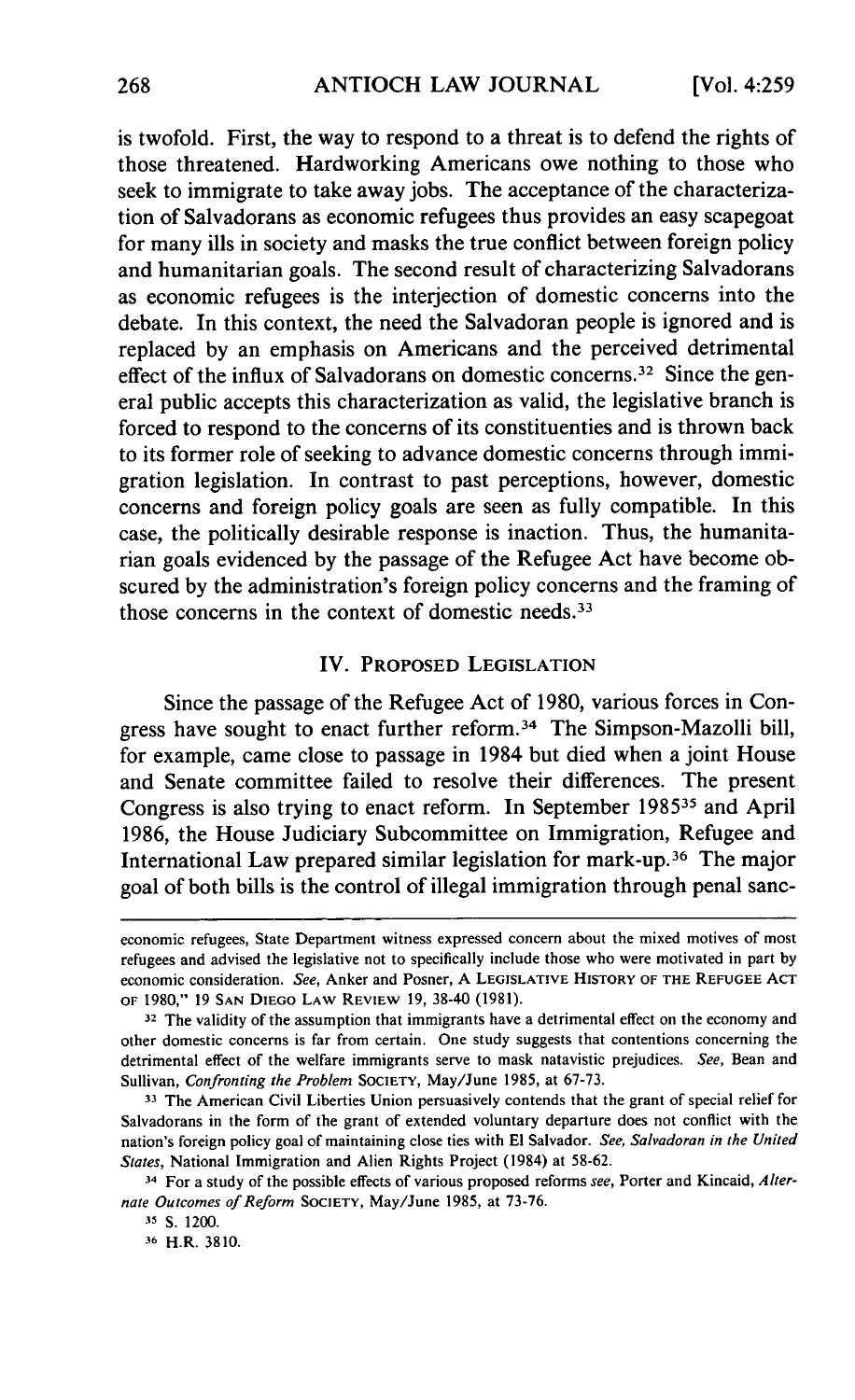is twofold. First, the way to respond to a threat is to defend the rights of those threatened. Hardworking Americans owe nothing to those who seek to immigrate to take away jobs. The acceptance of the characterization of Salvadorans as economic refugees thus provides an easy scapegoat for many ills in society and masks the true conflict between foreign policy and humanitarian goals. The second result of characterizing Salvadorans as economic refugees is the interjection of domestic concerns into the debate. In this context, the need the Salvadoran people is ignored and is replaced by an emphasis on Americans and the perceived detrimental effect of the influx of Salvadorans on domestic concerns.[32] Since the general public accepts this characterization as valid, the legislative branch is forced to respond to the concerns of its constituencies and is thrown back to its former role of seeking to advance domestic concerns through immigration legislation. In contrast to past perceptions, however, domestic concerns and foreign policy goals are seen as fully compatible. In this case, the politically desirable response is inaction. Thus, the humanitarian goals evidenced by the passage of the Refugee Act have become obscured by the administration's foreign policy concerns and the framing of those concerns in the context of domestic needs.[33]

## IV. Proposed Legislation

Since the passage of the Refugee Act of 1980, various forces in Congress have sought to enact further reform.[34] The Simpson-Mazolli bill, for example, came close to passage in 1984 but died when a joint House and Senate committee failed to resolve their differences. The present Congress is also trying to enact reform. In September 1985[35] and April 1986, the House Judiciary Subcommittee on Immigration, Refugee and International Law prepared similar legislation for mark-up.[36] The major goal of both bills is the control of illegal immigration through penal sanc-

---

economic refugees, State Department witness expressed concern about the mixed motives of most refugees and advised the legislative not to specifically include those who were motivated in part by economic consideration. *See*, Anker and Posner, A Legislative History of the Refugee Act of 1980," 19 San Diego Law Review 19, 38-40 (1981).

[32] The validity of the assumption that immigrants have a detrimental effect on the economy and other domestic concerns is far from certain. One study suggests that contentions concerning the detrimental effect of the welfare immigrants serve to mask natavistic prejudices. *See*, Bean and Sullivan, *Confronting the Problem* Society, May/June 1985, at 67-73.

[33] The American Civil Liberties Union persuasively contends that the grant of special relief for Salvadorans in the form of the grant of extended voluntary departure does not conflict with the nation's foreign policy goal of maintaining close ties with El Salvador. *See*, *Salvadoran in the United States*, National Immigration and Alien Rights Project (1984) at 58-62.

[34] For a study of the possible effects of various proposed reforms *see*, Porter and Kincaid, *Alternate Outcomes of Reform* Society, May/June 1985, at 73-76.

[35] S. 1200.

[36] H.R. 3810.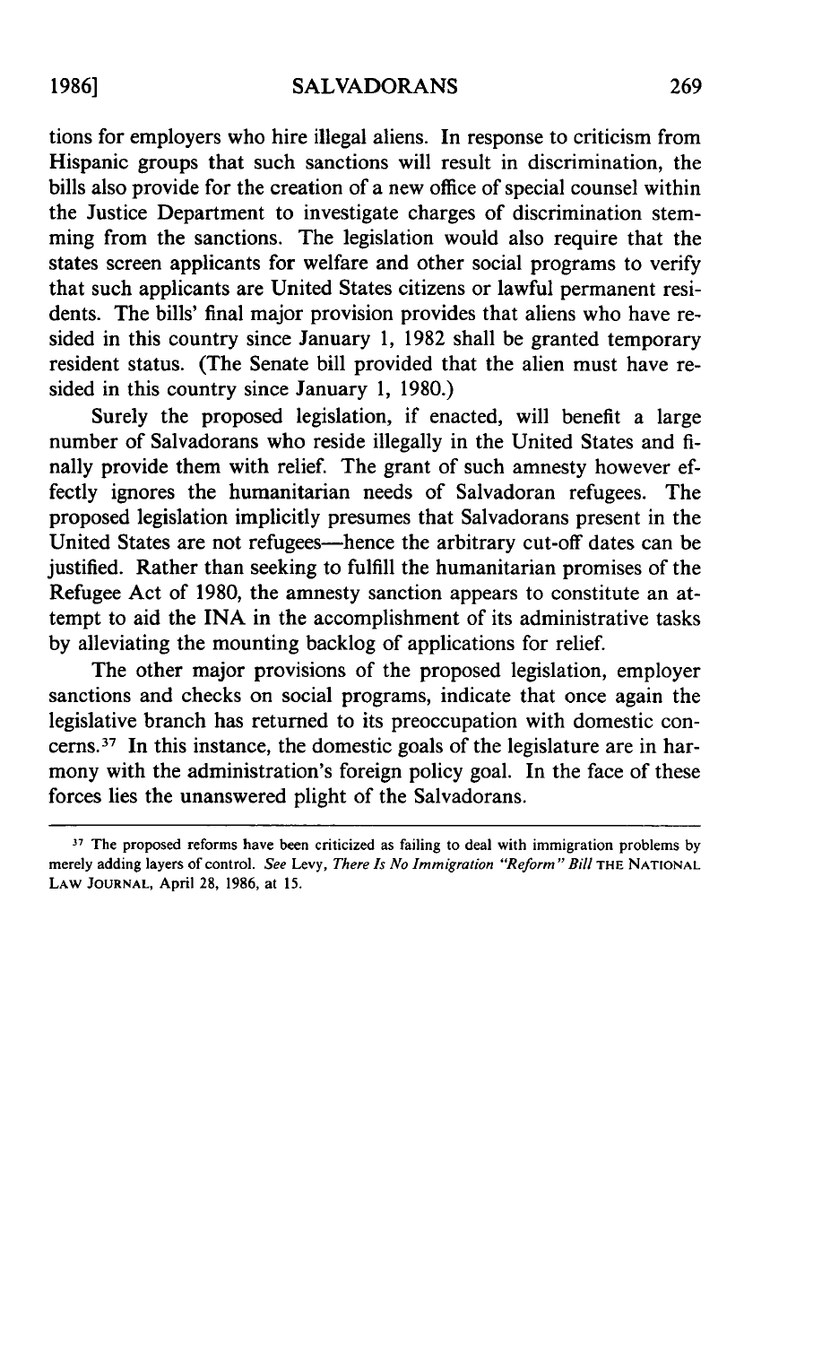tions for employers who hire illegal aliens. In response to criticism from Hispanic groups that such sanctions will result in discrimination, the bills also provide for the creation of a new office of special counsel within the Justice Department to investigate charges of discrimination stemming from the sanctions. The legislation would also require that the states screen applicants for welfare and other social programs to verify that such applicants are United States citizens or lawful permanent residents. The bills' final major provision provides that aliens who have resided in this country since January 1, 1982 shall be granted temporary resident status. (The Senate bill provided that the alien must have resided in this country since January 1, 1980.)

Surely the proposed legislation, if enacted, will benefit a large number of Salvadorans who reside illegally in the United States and finally provide them with relief. The grant of such amnesty however effectly ignores the humanitarian needs of Salvadoran refugees. The proposed legislation implicitly presumes that Salvadorans present in the United States are not refugees—hence the arbitrary cut-off dates can be justified. Rather than seeking to fulfill the humanitarian promises of the Refugee Act of 1980, the amnesty sanction appears to constitute an attempt to aid the INA in the accomplishment of its administrative tasks by alleviating the mounting backlog of applications for relief.

The other major provisions of the proposed legislation, employer sanctions and checks on social programs, indicate that once again the legislative branch has returned to its preoccupation with domestic concerns.[37] In this instance, the domestic goals of the legislature are in harmony with the administration's foreign policy goal. In the face of these forces lies the unanswered plight of the Salvadorans.

---

[37] The proposed reforms have been criticized as failing to deal with immigration problems by merely adding layers of control. *See* Levy, *There Is No Immigration "Reform" Bill* THE NATIONAL LAW JOURNAL, April 28, 1986, at 15.